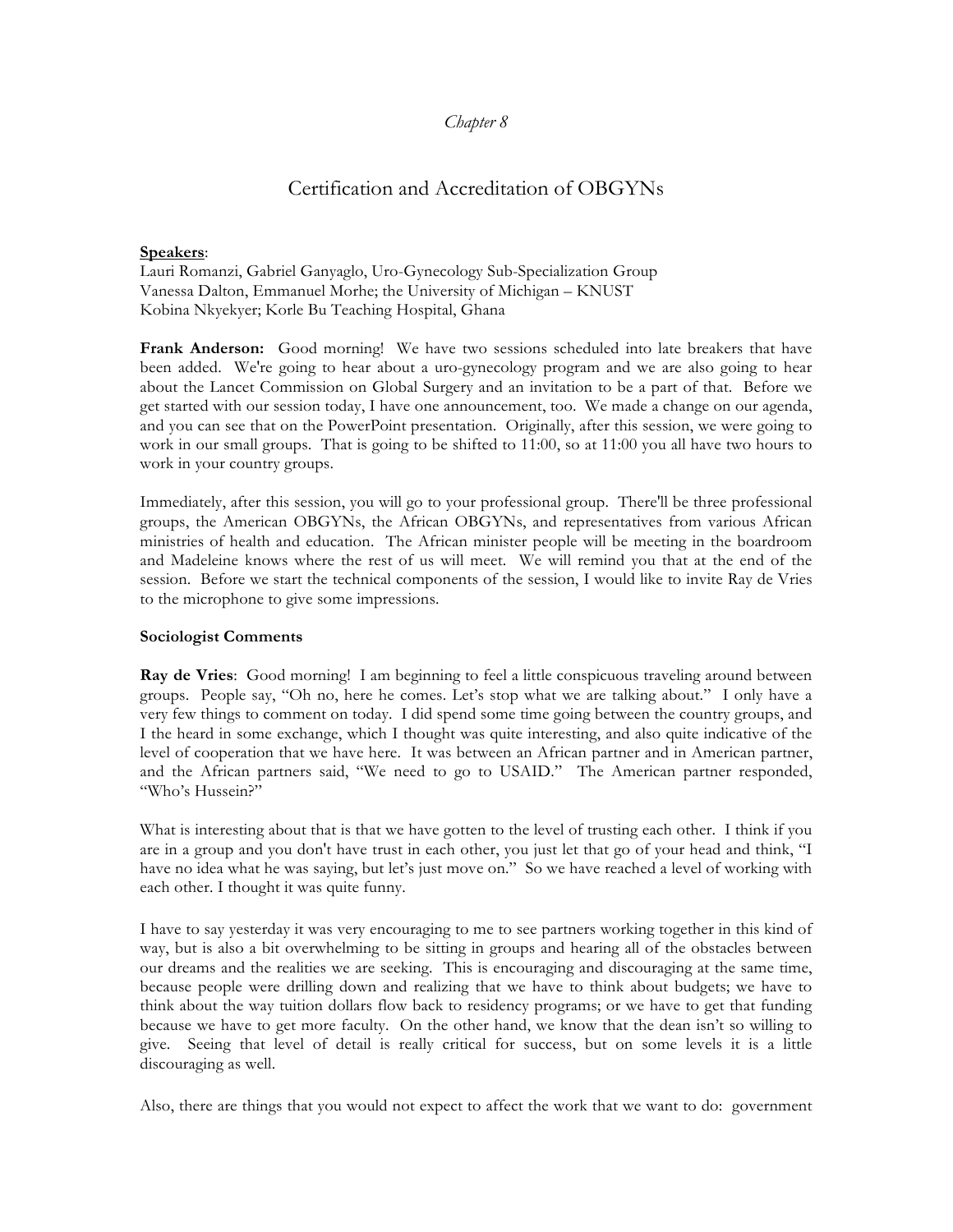*Chapter 8*

# Certification and Accreditation of OBGYNs

**Speakers**:
Lauri Romanzi, Gabriel Ganyaglo, Uro-Gynecology Sub-Specialization Group
Vanessa Dalton, Emmanuel Morhe; the University of Michigan – KNUST
Kobina Nkyekyer; Korle Bu Teaching Hospital, Ghana

**Frank Anderson:** Good morning! We have two sessions scheduled into late breakers that have been added. We're going to hear about a uro-gynecology program and we are also going to hear about the Lancet Commission on Global Surgery and an invitation to be a part of that. Before we get started with our session today, I have one announcement, too. We made a change on our agenda, and you can see that on the PowerPoint presentation. Originally, after this session, we were going to work in our small groups. That is going to be shifted to 11:00, so at 11:00 you all have two hours to work in your country groups.

Immediately, after this session, you will go to your professional group. There'll be three professional groups, the American OBGYNs, the African OBGYNs, and representatives from various African ministries of health and education. The African minister people will be meeting in the boardroom and Madeleine knows where the rest of us will meet. We will remind you that at the end of the session. Before we start the technical components of the session, I would like to invite Ray de Vries to the microphone to give some impressions.

**Sociologist Comments**

**Ray de Vries**: Good morning! I am beginning to feel a little conspicuous traveling around between groups. People say, "Oh no, here he comes. Let's stop what we are talking about." I only have a very few things to comment on today. I did spend some time going between the country groups, and I the heard in some exchange, which I thought was quite interesting, and also quite indicative of the level of cooperation that we have here. It was between an African partner and in American partner, and the African partners said, "We need to go to USAID." The American partner responded, "Who's Hussein?"

What is interesting about that is that we have gotten to the level of trusting each other. I think if you are in a group and you don't have trust in each other, you just let that go of your head and think, "I have no idea what he was saying, but let's just move on." So we have reached a level of working with each other. I thought it was quite funny.

I have to say yesterday it was very encouraging to me to see partners working together in this kind of way, but is also a bit overwhelming to be sitting in groups and hearing all of the obstacles between our dreams and the realities we are seeking. This is encouraging and discouraging at the same time, because people were drilling down and realizing that we have to think about budgets; we have to think about the way tuition dollars flow back to residency programs; or we have to get that funding because we have to get more faculty. On the other hand, we know that the dean isn't so willing to give. Seeing that level of detail is really critical for success, but on some levels it is a little discouraging as well.

Also, there are things that you would not expect to affect the work that we want to do: government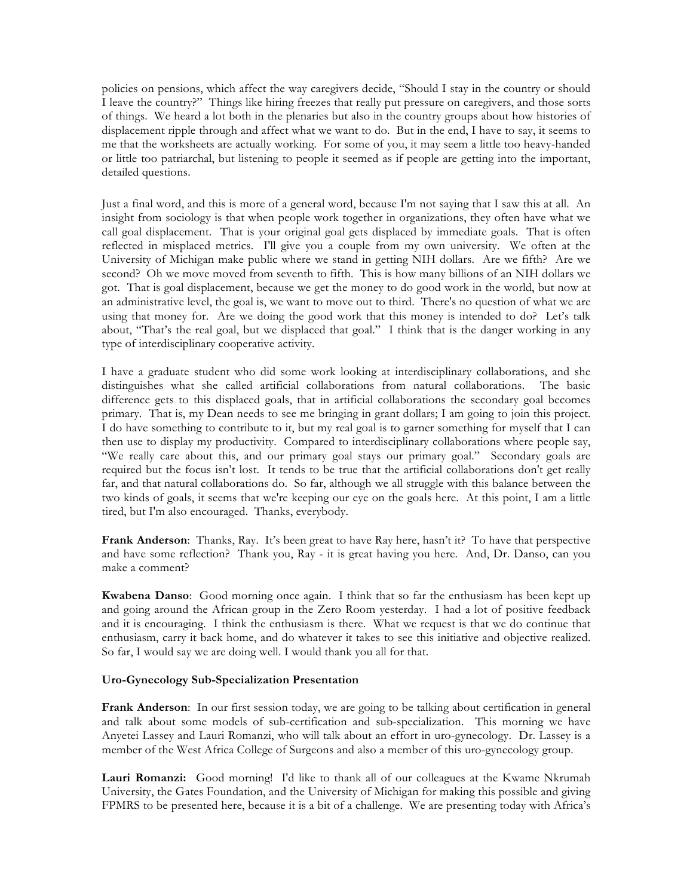policies on pensions, which affect the way caregivers decide, "Should I stay in the country or should I leave the country?" Things like hiring freezes that really put pressure on caregivers, and those sorts of things. We heard a lot both in the plenaries but also in the country groups about how histories of displacement ripple through and affect what we want to do. But in the end, I have to say, it seems to me that the worksheets are actually working. For some of you, it may seem a little too heavy-handed or little too patriarchal, but listening to people it seemed as if people are getting into the important, detailed questions.

Just a final word, and this is more of a general word, because I'm not saying that I saw this at all. An insight from sociology is that when people work together in organizations, they often have what we call goal displacement. That is your original goal gets displaced by immediate goals. That is often reflected in misplaced metrics. I'll give you a couple from my own university. We often at the University of Michigan make public where we stand in getting NIH dollars. Are we fifth? Are we second? Oh we move moved from seventh to fifth. This is how many billions of an NIH dollars we got. That is goal displacement, because we get the money to do good work in the world, but now at an administrative level, the goal is, we want to move out to third. There's no question of what we are using that money for. Are we doing the good work that this money is intended to do? Let's talk about, "That's the real goal, but we displaced that goal." I think that is the danger working in any type of interdisciplinary cooperative activity.

I have a graduate student who did some work looking at interdisciplinary collaborations, and she distinguishes what she called artificial collaborations from natural collaborations. The basic difference gets to this displaced goals, that in artificial collaborations the secondary goal becomes primary. That is, my Dean needs to see me bringing in grant dollars; I am going to join this project. I do have something to contribute to it, but my real goal is to garner something for myself that I can then use to display my productivity. Compared to interdisciplinary collaborations where people say, "We really care about this, and our primary goal stays our primary goal." Secondary goals are required but the focus isn't lost. It tends to be true that the artificial collaborations don't get really far, and that natural collaborations do. So far, although we all struggle with this balance between the two kinds of goals, it seems that we're keeping our eye on the goals here. At this point, I am a little tired, but I'm also encouraged. Thanks, everybody.

**Frank Anderson**: Thanks, Ray. It's been great to have Ray here, hasn't it? To have that perspective and have some reflection? Thank you, Ray - it is great having you here. And, Dr. Danso, can you make a comment?

**Kwabena Danso**: Good morning once again. I think that so far the enthusiasm has been kept up and going around the African group in the Zero Room yesterday. I had a lot of positive feedback and it is encouraging. I think the enthusiasm is there. What we request is that we do continue that enthusiasm, carry it back home, and do whatever it takes to see this initiative and objective realized. So far, I would say we are doing well. I would thank you all for that.

**Uro-Gynecology Sub-Specialization Presentation**

**Frank Anderson**: In our first session today, we are going to be talking about certification in general and talk about some models of sub-certification and sub-specialization. This morning we have Anyetei Lassey and Lauri Romanzi, who will talk about an effort in uro-gynecology. Dr. Lassey is a member of the West Africa College of Surgeons and also a member of this uro-gynecology group.

**Lauri Romanzi:** Good morning! I'd like to thank all of our colleagues at the Kwame Nkrumah University, the Gates Foundation, and the University of Michigan for making this possible and giving FPMRS to be presented here, because it is a bit of a challenge. We are presenting today with Africa's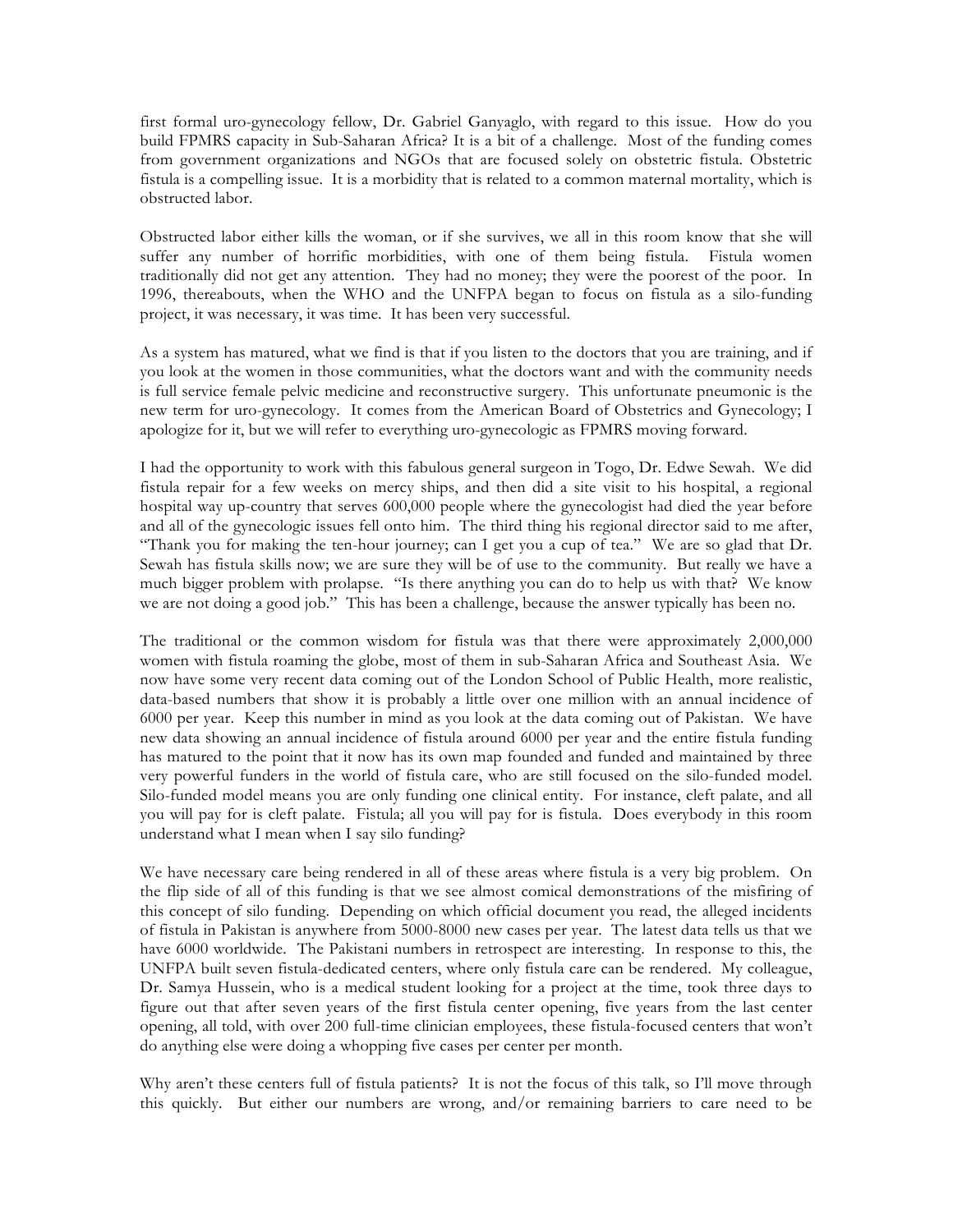first formal uro-gynecology fellow, Dr. Gabriel Ganyaglo, with regard to this issue. How do you build FPMRS capacity in Sub-Saharan Africa? It is a bit of a challenge. Most of the funding comes from government organizations and NGOs that are focused solely on obstetric fistula. Obstetric fistula is a compelling issue. It is a morbidity that is related to a common maternal mortality, which is obstructed labor.

Obstructed labor either kills the woman, or if she survives, we all in this room know that she will suffer any number of horrific morbidities, with one of them being fistula. Fistula women traditionally did not get any attention. They had no money; they were the poorest of the poor. In 1996, thereabouts, when the WHO and the UNFPA began to focus on fistula as a silo-funding project, it was necessary, it was time. It has been very successful.

As a system has matured, what we find is that if you listen to the doctors that you are training, and if you look at the women in those communities, what the doctors want and with the community needs is full service female pelvic medicine and reconstructive surgery. This unfortunate pneumonic is the new term for uro-gynecology. It comes from the American Board of Obstetrics and Gynecology; I apologize for it, but we will refer to everything uro-gynecologic as FPMRS moving forward.

I had the opportunity to work with this fabulous general surgeon in Togo, Dr. Edwe Sewah. We did fistula repair for a few weeks on mercy ships, and then did a site visit to his hospital, a regional hospital way up-country that serves 600,000 people where the gynecologist had died the year before and all of the gynecologic issues fell onto him. The third thing his regional director said to me after, "Thank you for making the ten-hour journey; can I get you a cup of tea." We are so glad that Dr. Sewah has fistula skills now; we are sure they will be of use to the community. But really we have a much bigger problem with prolapse. "Is there anything you can do to help us with that? We know we are not doing a good job." This has been a challenge, because the answer typically has been no.

The traditional or the common wisdom for fistula was that there were approximately 2,000,000 women with fistula roaming the globe, most of them in sub-Saharan Africa and Southeast Asia. We now have some very recent data coming out of the London School of Public Health, more realistic, data-based numbers that show it is probably a little over one million with an annual incidence of 6000 per year. Keep this number in mind as you look at the data coming out of Pakistan. We have new data showing an annual incidence of fistula around 6000 per year and the entire fistula funding has matured to the point that it now has its own map founded and funded and maintained by three very powerful funders in the world of fistula care, who are still focused on the silo-funded model. Silo-funded model means you are only funding one clinical entity. For instance, cleft palate, and all you will pay for is cleft palate. Fistula; all you will pay for is fistula. Does everybody in this room understand what I mean when I say silo funding?

We have necessary care being rendered in all of these areas where fistula is a very big problem. On the flip side of all of this funding is that we see almost comical demonstrations of the misfiring of this concept of silo funding. Depending on which official document you read, the alleged incidents of fistula in Pakistan is anywhere from 5000-8000 new cases per year. The latest data tells us that we have 6000 worldwide. The Pakistani numbers in retrospect are interesting. In response to this, the UNFPA built seven fistula-dedicated centers, where only fistula care can be rendered. My colleague, Dr. Samya Hussein, who is a medical student looking for a project at the time, took three days to figure out that after seven years of the first fistula center opening, five years from the last center opening, all told, with over 200 full-time clinician employees, these fistula-focused centers that won't do anything else were doing a whopping five cases per center per month.

Why aren't these centers full of fistula patients? It is not the focus of this talk, so I'll move through this quickly. But either our numbers are wrong, and/or remaining barriers to care need to be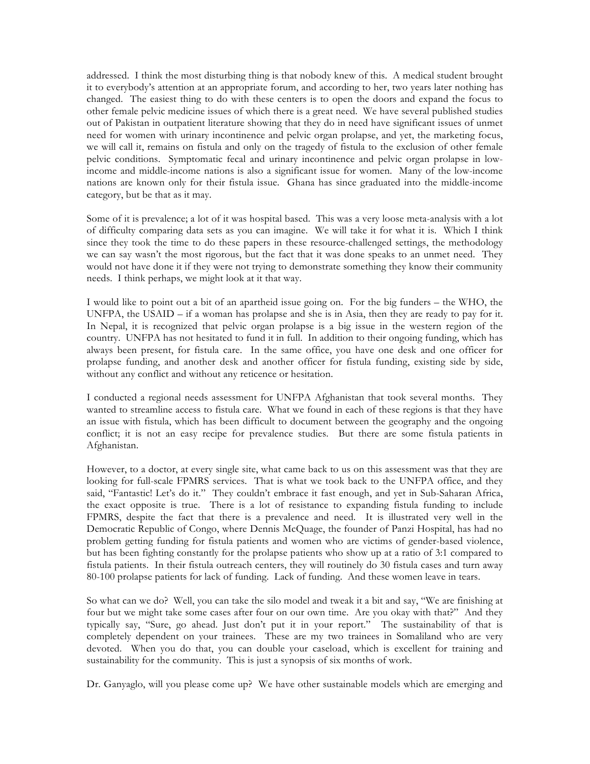addressed. I think the most disturbing thing is that nobody knew of this. A medical student brought it to everybody's attention at an appropriate forum, and according to her, two years later nothing has changed. The easiest thing to do with these centers is to open the doors and expand the focus to other female pelvic medicine issues of which there is a great need. We have several published studies out of Pakistan in outpatient literature showing that they do in need have significant issues of unmet need for women with urinary incontinence and pelvic organ prolapse, and yet, the marketing focus, we will call it, remains on fistula and only on the tragedy of fistula to the exclusion of other female pelvic conditions. Symptomatic fecal and urinary incontinence and pelvic organ prolapse in low-income and middle-income nations is also a significant issue for women. Many of the low-income nations are known only for their fistula issue. Ghana has since graduated into the middle-income category, but be that as it may.

Some of it is prevalence; a lot of it was hospital based. This was a very loose meta-analysis with a lot of difficulty comparing data sets as you can imagine. We will take it for what it is. Which I think since they took the time to do these papers in these resource-challenged settings, the methodology we can say wasn't the most rigorous, but the fact that it was done speaks to an unmet need. They would not have done it if they were not trying to demonstrate something they know their community needs. I think perhaps, we might look at it that way.

I would like to point out a bit of an apartheid issue going on. For the big funders – the WHO, the UNFPA, the USAID – if a woman has prolapse and she is in Asia, then they are ready to pay for it. In Nepal, it is recognized that pelvic organ prolapse is a big issue in the western region of the country. UNFPA has not hesitated to fund it in full. In addition to their ongoing funding, which has always been present, for fistula care. In the same office, you have one desk and one officer for prolapse funding, and another desk and another officer for fistula funding, existing side by side, without any conflict and without any reticence or hesitation.

I conducted a regional needs assessment for UNFPA Afghanistan that took several months. They wanted to streamline access to fistula care. What we found in each of these regions is that they have an issue with fistula, which has been difficult to document between the geography and the ongoing conflict; it is not an easy recipe for prevalence studies. But there are some fistula patients in Afghanistan.

However, to a doctor, at every single site, what came back to us on this assessment was that they are looking for full-scale FPMRS services. That is what we took back to the UNFPA office, and they said, "Fantastic! Let's do it." They couldn't embrace it fast enough, and yet in Sub-Saharan Africa, the exact opposite is true. There is a lot of resistance to expanding fistula funding to include FPMRS, despite the fact that there is a prevalence and need. It is illustrated very well in the Democratic Republic of Congo, where Dennis McQuage, the founder of Panzi Hospital, has had no problem getting funding for fistula patients and women who are victims of gender-based violence, but has been fighting constantly for the prolapse patients who show up at a ratio of 3:1 compared to fistula patients. In their fistula outreach centers, they will routinely do 30 fistula cases and turn away 80-100 prolapse patients for lack of funding. Lack of funding. And these women leave in tears.

So what can we do? Well, you can take the silo model and tweak it a bit and say, "We are finishing at four but we might take some cases after four on our own time. Are you okay with that?" And they typically say, "Sure, go ahead. Just don't put it in your report." The sustainability of that is completely dependent on your trainees. These are my two trainees in Somaliland who are very devoted. When you do that, you can double your caseload, which is excellent for training and sustainability for the community. This is just a synopsis of six months of work.

Dr. Ganyaglo, will you please come up? We have other sustainable models which are emerging and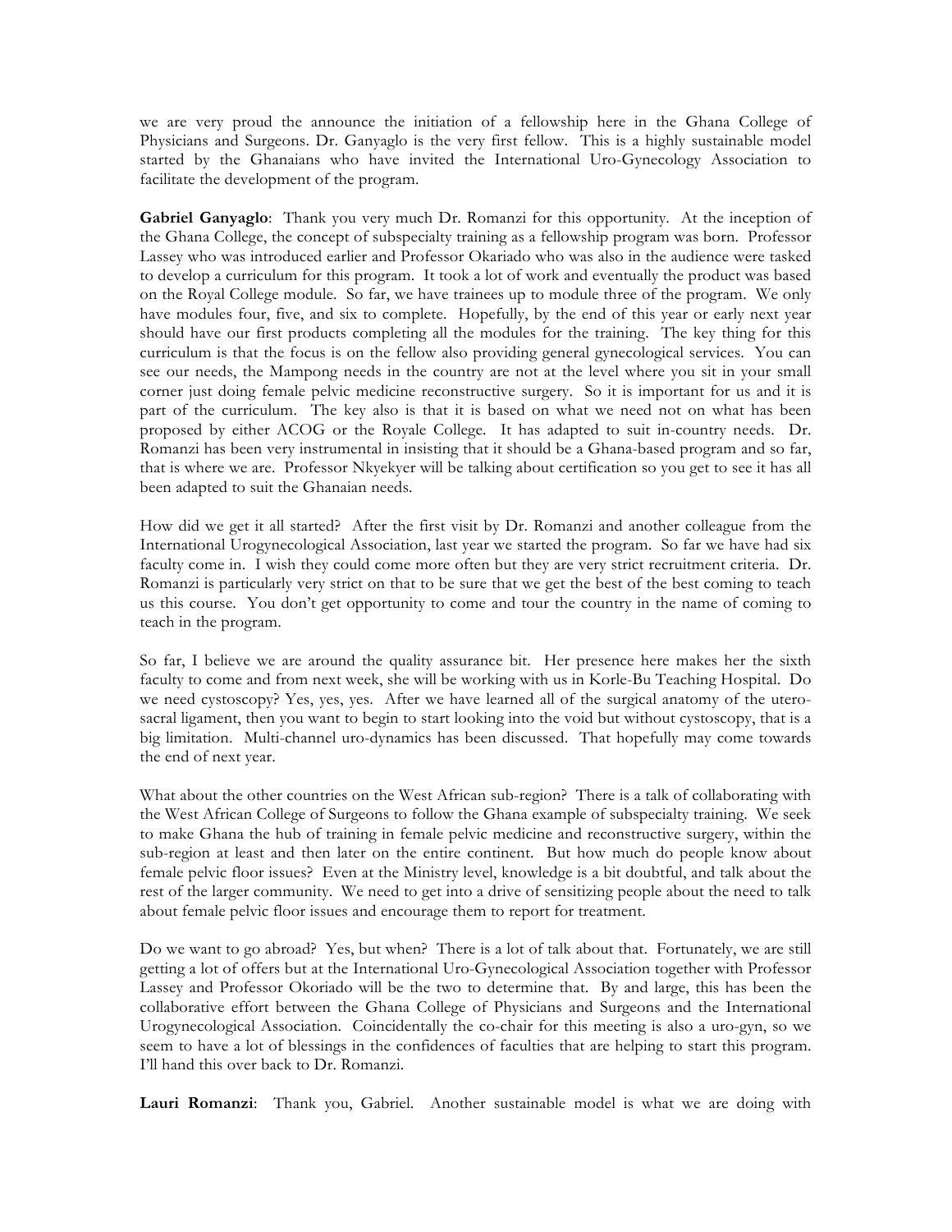we are very proud the announce the initiation of a fellowship here in the Ghana College of Physicians and Surgeons. Dr. Ganyaglo is the very first fellow. This is a highly sustainable model started by the Ghanaians who have invited the International Uro-Gynecology Association to facilitate the development of the program.

**Gabriel Ganyaglo**: Thank you very much Dr. Romanzi for this opportunity. At the inception of the Ghana College, the concept of subspecialty training as a fellowship program was born. Professor Lassey who was introduced earlier and Professor Okariado who was also in the audience were tasked to develop a curriculum for this program. It took a lot of work and eventually the product was based on the Royal College module. So far, we have trainees up to module three of the program. We only have modules four, five, and six to complete. Hopefully, by the end of this year or early next year should have our first products completing all the modules for the training. The key thing for this curriculum is that the focus is on the fellow also providing general gynecological services. You can see our needs, the Mampong needs in the country are not at the level where you sit in your small corner just doing female pelvic medicine reconstructive surgery. So it is important for us and it is part of the curriculum. The key also is that it is based on what we need not on what has been proposed by either ACOG or the Royale College. It has adapted to suit in-country needs. Dr. Romanzi has been very instrumental in insisting that it should be a Ghana-based program and so far, that is where we are. Professor Nkyekyer will be talking about certification so you get to see it has all been adapted to suit the Ghanaian needs.

How did we get it all started? After the first visit by Dr. Romanzi and another colleague from the International Urogynecological Association, last year we started the program. So far we have had six faculty come in. I wish they could come more often but they are very strict recruitment criteria. Dr. Romanzi is particularly very strict on that to be sure that we get the best of the best coming to teach us this course. You don't get opportunity to come and tour the country in the name of coming to teach in the program.

So far, I believe we are around the quality assurance bit. Her presence here makes her the sixth faculty to come and from next week, she will be working with us in Korle-Bu Teaching Hospital. Do we need cystoscopy? Yes, yes, yes. After we have learned all of the surgical anatomy of the utero-sacral ligament, then you want to begin to start looking into the void but without cystoscopy, that is a big limitation. Multi-channel uro-dynamics has been discussed. That hopefully may come towards the end of next year.

What about the other countries on the West African sub-region? There is a talk of collaborating with the West African College of Surgeons to follow the Ghana example of subspecialty training. We seek to make Ghana the hub of training in female pelvic medicine and reconstructive surgery, within the sub-region at least and then later on the entire continent. But how much do people know about female pelvic floor issues? Even at the Ministry level, knowledge is a bit doubtful, and talk about the rest of the larger community. We need to get into a drive of sensitizing people about the need to talk about female pelvic floor issues and encourage them to report for treatment.

Do we want to go abroad? Yes, but when? There is a lot of talk about that. Fortunately, we are still getting a lot of offers but at the International Uro-Gynecological Association together with Professor Lassey and Professor Okoriado will be the two to determine that. By and large, this has been the collaborative effort between the Ghana College of Physicians and Surgeons and the International Urogynecological Association. Coincidentally the co-chair for this meeting is also a uro-gyn, so we seem to have a lot of blessings in the confidences of faculties that are helping to start this program. I'll hand this over back to Dr. Romanzi.

**Lauri Romanzi**: Thank you, Gabriel. Another sustainable model is what we are doing with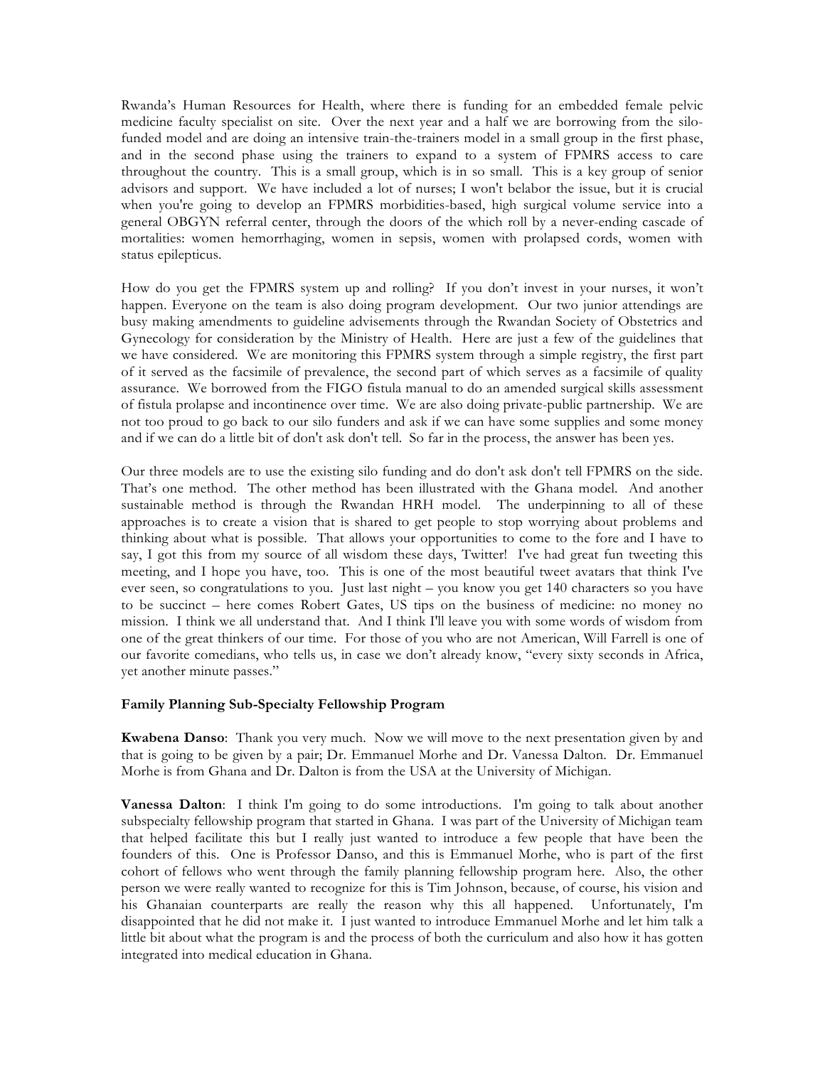Rwanda's Human Resources for Health, where there is funding for an embedded female pelvic medicine faculty specialist on site. Over the next year and a half we are borrowing from the silo-funded model and are doing an intensive train-the-trainers model in a small group in the first phase, and in the second phase using the trainers to expand to a system of FPMRS access to care throughout the country. This is a small group, which is in so small. This is a key group of senior advisors and support. We have included a lot of nurses; I won't belabor the issue, but it is crucial when you're going to develop an FPMRS morbidities-based, high surgical volume service into a general OBGYN referral center, through the doors of the which roll by a never-ending cascade of mortalities: women hemorrhaging, women in sepsis, women with prolapsed cords, women with status epilepticus.

How do you get the FPMRS system up and rolling? If you don't invest in your nurses, it won't happen. Everyone on the team is also doing program development. Our two junior attendings are busy making amendments to guideline advisements through the Rwandan Society of Obstetrics and Gynecology for consideration by the Ministry of Health. Here are just a few of the guidelines that we have considered. We are monitoring this FPMRS system through a simple registry, the first part of it served as the facsimile of prevalence, the second part of which serves as a facsimile of quality assurance. We borrowed from the FIGO fistula manual to do an amended surgical skills assessment of fistula prolapse and incontinence over time. We are also doing private-public partnership. We are not too proud to go back to our silo funders and ask if we can have some supplies and some money and if we can do a little bit of don't ask don't tell. So far in the process, the answer has been yes.

Our three models are to use the existing silo funding and do don't ask don't tell FPMRS on the side. That's one method. The other method has been illustrated with the Ghana model. And another sustainable method is through the Rwandan HRH model. The underpinning to all of these approaches is to create a vision that is shared to get people to stop worrying about problems and thinking about what is possible. That allows your opportunities to come to the fore and I have to say, I got this from my source of all wisdom these days, Twitter! I've had great fun tweeting this meeting, and I hope you have, too. This is one of the most beautiful tweet avatars that think I've ever seen, so congratulations to you. Just last night – you know you get 140 characters so you have to be succinct – here comes Robert Gates, US tips on the business of medicine: no money no mission. I think we all understand that. And I think I'll leave you with some words of wisdom from one of the great thinkers of our time. For those of you who are not American, Will Farrell is one of our favorite comedians, who tells us, in case we don't already know, "every sixty seconds in Africa, yet another minute passes."

**Family Planning Sub-Specialty Fellowship Program**

**Kwabena Danso**: Thank you very much. Now we will move to the next presentation given by and that is going to be given by a pair; Dr. Emmanuel Morhe and Dr. Vanessa Dalton. Dr. Emmanuel Morhe is from Ghana and Dr. Dalton is from the USA at the University of Michigan.

**Vanessa Dalton**: I think I'm going to do some introductions. I'm going to talk about another subspecialty fellowship program that started in Ghana. I was part of the University of Michigan team that helped facilitate this but I really just wanted to introduce a few people that have been the founders of this. One is Professor Danso, and this is Emmanuel Morhe, who is part of the first cohort of fellows who went through the family planning fellowship program here. Also, the other person we were really wanted to recognize for this is Tim Johnson, because, of course, his vision and his Ghanaian counterparts are really the reason why this all happened. Unfortunately, I'm disappointed that he did not make it. I just wanted to introduce Emmanuel Morhe and let him talk a little bit about what the program is and the process of both the curriculum and also how it has gotten integrated into medical education in Ghana.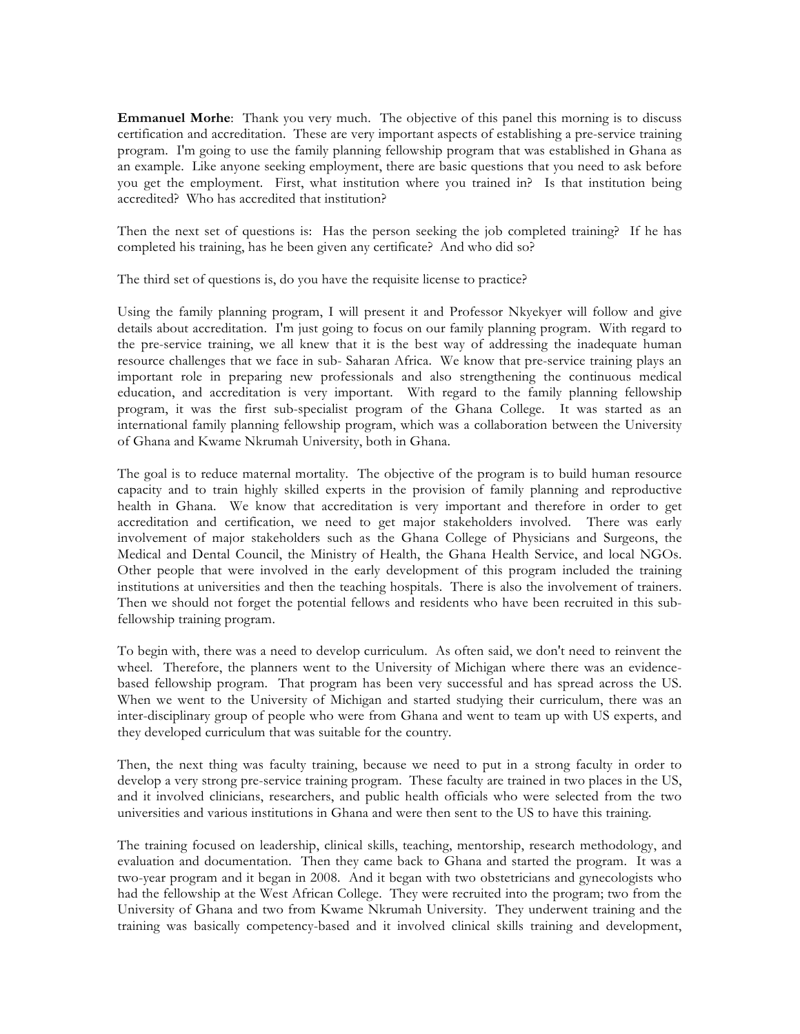**Emmanuel Morhe**: Thank you very much. The objective of this panel this morning is to discuss certification and accreditation. These are very important aspects of establishing a pre-service training program. I'm going to use the family planning fellowship program that was established in Ghana as an example. Like anyone seeking employment, there are basic questions that you need to ask before you get the employment. First, what institution where you trained in? Is that institution being accredited? Who has accredited that institution?

Then the next set of questions is: Has the person seeking the job completed training? If he has completed his training, has he been given any certificate? And who did so?

The third set of questions is, do you have the requisite license to practice?

Using the family planning program, I will present it and Professor Nkyekyer will follow and give details about accreditation. I'm just going to focus on our family planning program. With regard to the pre-service training, we all knew that it is the best way of addressing the inadequate human resource challenges that we face in sub- Saharan Africa. We know that pre-service training plays an important role in preparing new professionals and also strengthening the continuous medical education, and accreditation is very important. With regard to the family planning fellowship program, it was the first sub-specialist program of the Ghana College. It was started as an international family planning fellowship program, which was a collaboration between the University of Ghana and Kwame Nkrumah University, both in Ghana.

The goal is to reduce maternal mortality. The objective of the program is to build human resource capacity and to train highly skilled experts in the provision of family planning and reproductive health in Ghana. We know that accreditation is very important and therefore in order to get accreditation and certification, we need to get major stakeholders involved. There was early involvement of major stakeholders such as the Ghana College of Physicians and Surgeons, the Medical and Dental Council, the Ministry of Health, the Ghana Health Service, and local NGOs. Other people that were involved in the early development of this program included the training institutions at universities and then the teaching hospitals. There is also the involvement of trainers. Then we should not forget the potential fellows and residents who have been recruited in this sub-fellowship training program.

To begin with, there was a need to develop curriculum. As often said, we don't need to reinvent the wheel. Therefore, the planners went to the University of Michigan where there was an evidence-based fellowship program. That program has been very successful and has spread across the US. When we went to the University of Michigan and started studying their curriculum, there was an inter-disciplinary group of people who were from Ghana and went to team up with US experts, and they developed curriculum that was suitable for the country.

Then, the next thing was faculty training, because we need to put in a strong faculty in order to develop a very strong pre-service training program. These faculty are trained in two places in the US, and it involved clinicians, researchers, and public health officials who were selected from the two universities and various institutions in Ghana and were then sent to the US to have this training.

The training focused on leadership, clinical skills, teaching, mentorship, research methodology, and evaluation and documentation. Then they came back to Ghana and started the program. It was a two-year program and it began in 2008. And it began with two obstetricians and gynecologists who had the fellowship at the West African College. They were recruited into the program; two from the University of Ghana and two from Kwame Nkrumah University. They underwent training and the training was basically competency-based and it involved clinical skills training and development,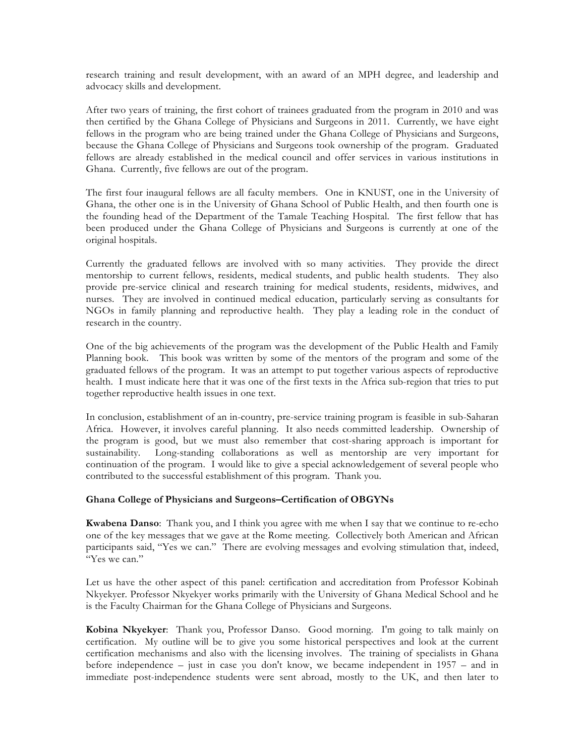research training and result development, with an award of an MPH degree, and leadership and advocacy skills and development.

After two years of training, the first cohort of trainees graduated from the program in 2010 and was then certified by the Ghana College of Physicians and Surgeons in 2011. Currently, we have eight fellows in the program who are being trained under the Ghana College of Physicians and Surgeons, because the Ghana College of Physicians and Surgeons took ownership of the program. Graduated fellows are already established in the medical council and offer services in various institutions in Ghana. Currently, five fellows are out of the program.

The first four inaugural fellows are all faculty members. One in KNUST, one in the University of Ghana, the other one is in the University of Ghana School of Public Health, and then fourth one is the founding head of the Department of the Tamale Teaching Hospital. The first fellow that has been produced under the Ghana College of Physicians and Surgeons is currently at one of the original hospitals.

Currently the graduated fellows are involved with so many activities. They provide the direct mentorship to current fellows, residents, medical students, and public health students. They also provide pre-service clinical and research training for medical students, residents, midwives, and nurses. They are involved in continued medical education, particularly serving as consultants for NGOs in family planning and reproductive health. They play a leading role in the conduct of research in the country.

One of the big achievements of the program was the development of the Public Health and Family Planning book. This book was written by some of the mentors of the program and some of the graduated fellows of the program. It was an attempt to put together various aspects of reproductive health. I must indicate here that it was one of the first texts in the Africa sub-region that tries to put together reproductive health issues in one text.

In conclusion, establishment of an in-country, pre-service training program is feasible in sub-Saharan Africa. However, it involves careful planning. It also needs committed leadership. Ownership of the program is good, but we must also remember that cost-sharing approach is important for sustainability. Long-standing collaborations as well as mentorship are very important for continuation of the program. I would like to give a special acknowledgement of several people who contributed to the successful establishment of this program. Thank you.

**Ghana College of Physicians and Surgeons–Certification of OBGYNs**

**Kwabena Danso**: Thank you, and I think you agree with me when I say that we continue to re-echo one of the key messages that we gave at the Rome meeting. Collectively both American and African participants said, "Yes we can." There are evolving messages and evolving stimulation that, indeed, "Yes we can."

Let us have the other aspect of this panel: certification and accreditation from Professor Kobinah Nkyekyer. Professor Nkyekyer works primarily with the University of Ghana Medical School and he is the Faculty Chairman for the Ghana College of Physicians and Surgeons.

**Kobina Nkyekyer**: Thank you, Professor Danso. Good morning. I'm going to talk mainly on certification. My outline will be to give you some historical perspectives and look at the current certification mechanisms and also with the licensing involves. The training of specialists in Ghana before independence – just in case you don't know, we became independent in 1957 – and in immediate post-independence students were sent abroad, mostly to the UK, and then later to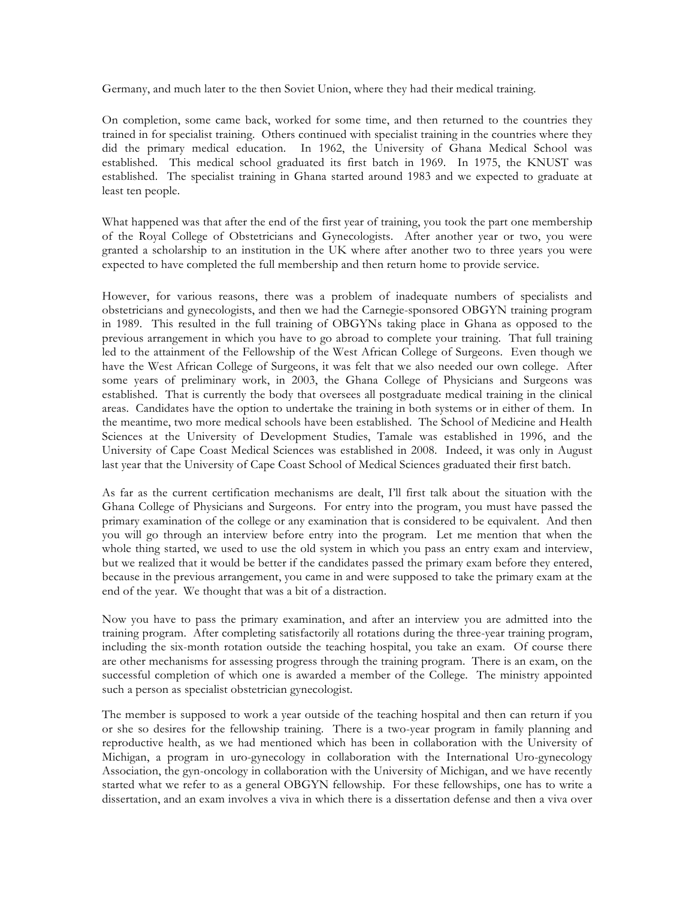Germany, and much later to the then Soviet Union, where they had their medical training.

On completion, some came back, worked for some time, and then returned to the countries they trained in for specialist training. Others continued with specialist training in the countries where they did the primary medical education. In 1962, the University of Ghana Medical School was established. This medical school graduated its first batch in 1969. In 1975, the KNUST was established. The specialist training in Ghana started around 1983 and we expected to graduate at least ten people.

What happened was that after the end of the first year of training, you took the part one membership of the Royal College of Obstetricians and Gynecologists. After another year or two, you were granted a scholarship to an institution in the UK where after another two to three years you were expected to have completed the full membership and then return home to provide service.

However, for various reasons, there was a problem of inadequate numbers of specialists and obstetricians and gynecologists, and then we had the Carnegie-sponsored OBGYN training program in 1989. This resulted in the full training of OBGYNs taking place in Ghana as opposed to the previous arrangement in which you have to go abroad to complete your training. That full training led to the attainment of the Fellowship of the West African College of Surgeons. Even though we have the West African College of Surgeons, it was felt that we also needed our own college. After some years of preliminary work, in 2003, the Ghana College of Physicians and Surgeons was established. That is currently the body that oversees all postgraduate medical training in the clinical areas. Candidates have the option to undertake the training in both systems or in either of them. In the meantime, two more medical schools have been established. The School of Medicine and Health Sciences at the University of Development Studies, Tamale was established in 1996, and the University of Cape Coast Medical Sciences was established in 2008. Indeed, it was only in August last year that the University of Cape Coast School of Medical Sciences graduated their first batch.

As far as the current certification mechanisms are dealt, I'll first talk about the situation with the Ghana College of Physicians and Surgeons. For entry into the program, you must have passed the primary examination of the college or any examination that is considered to be equivalent. And then you will go through an interview before entry into the program. Let me mention that when the whole thing started, we used to use the old system in which you pass an entry exam and interview, but we realized that it would be better if the candidates passed the primary exam before they entered, because in the previous arrangement, you came in and were supposed to take the primary exam at the end of the year. We thought that was a bit of a distraction.

Now you have to pass the primary examination, and after an interview you are admitted into the training program. After completing satisfactorily all rotations during the three-year training program, including the six-month rotation outside the teaching hospital, you take an exam. Of course there are other mechanisms for assessing progress through the training program. There is an exam, on the successful completion of which one is awarded a member of the College. The ministry appointed such a person as specialist obstetrician gynecologist.

The member is supposed to work a year outside of the teaching hospital and then can return if you or she so desires for the fellowship training. There is a two-year program in family planning and reproductive health, as we had mentioned which has been in collaboration with the University of Michigan, a program in uro-gynecology in collaboration with the International Uro-gynecology Association, the gyn-oncology in collaboration with the University of Michigan, and we have recently started what we refer to as a general OBGYN fellowship. For these fellowships, one has to write a dissertation, and an exam involves a viva in which there is a dissertation defense and then a viva over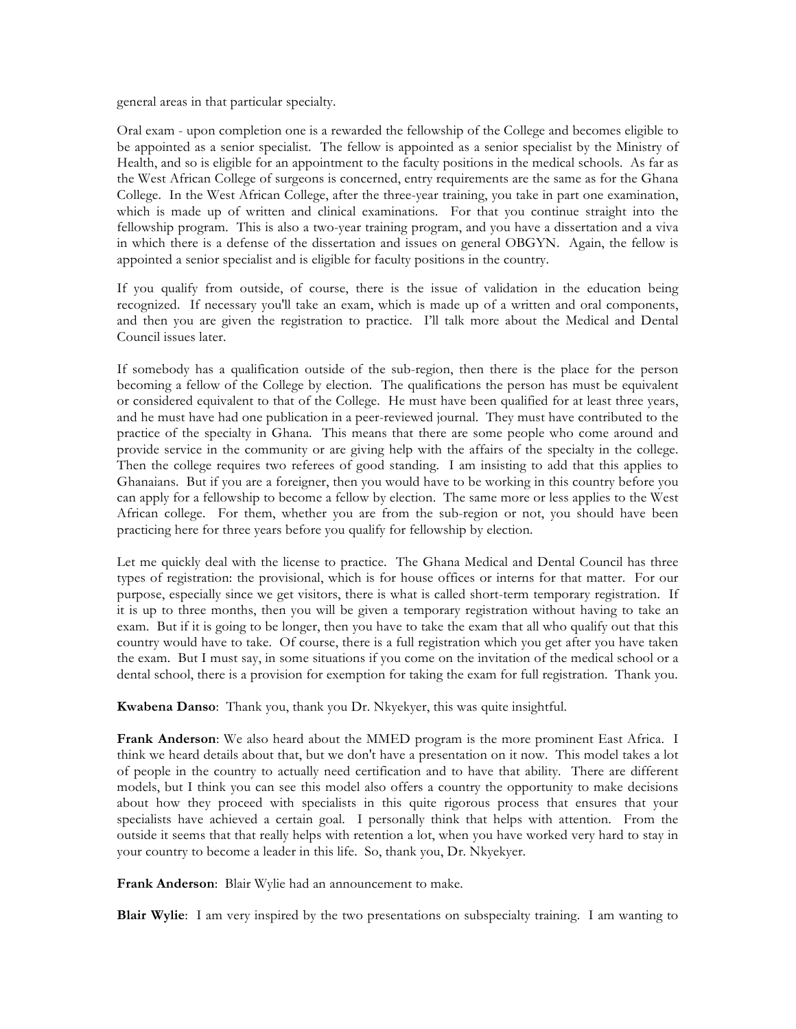general areas in that particular specialty.

Oral exam - upon completion one is a rewarded the fellowship of the College and becomes eligible to be appointed as a senior specialist. The fellow is appointed as a senior specialist by the Ministry of Health, and so is eligible for an appointment to the faculty positions in the medical schools. As far as the West African College of surgeons is concerned, entry requirements are the same as for the Ghana College. In the West African College, after the three-year training, you take in part one examination, which is made up of written and clinical examinations. For that you continue straight into the fellowship program. This is also a two-year training program, and you have a dissertation and a viva in which there is a defense of the dissertation and issues on general OBGYN. Again, the fellow is appointed a senior specialist and is eligible for faculty positions in the country.

If you qualify from outside, of course, there is the issue of validation in the education being recognized. If necessary you'll take an exam, which is made up of a written and oral components, and then you are given the registration to practice. I'll talk more about the Medical and Dental Council issues later.

If somebody has a qualification outside of the sub-region, then there is the place for the person becoming a fellow of the College by election. The qualifications the person has must be equivalent or considered equivalent to that of the College. He must have been qualified for at least three years, and he must have had one publication in a peer-reviewed journal. They must have contributed to the practice of the specialty in Ghana. This means that there are some people who come around and provide service in the community or are giving help with the affairs of the specialty in the college. Then the college requires two referees of good standing. I am insisting to add that this applies to Ghanaians. But if you are a foreigner, then you would have to be working in this country before you can apply for a fellowship to become a fellow by election. The same more or less applies to the West African college. For them, whether you are from the sub-region or not, you should have been practicing here for three years before you qualify for fellowship by election.

Let me quickly deal with the license to practice. The Ghana Medical and Dental Council has three types of registration: the provisional, which is for house offices or interns for that matter. For our purpose, especially since we get visitors, there is what is called short-term temporary registration. If it is up to three months, then you will be given a temporary registration without having to take an exam. But if it is going to be longer, then you have to take the exam that all who qualify out that this country would have to take. Of course, there is a full registration which you get after you have taken the exam. But I must say, in some situations if you come on the invitation of the medical school or a dental school, there is a provision for exemption for taking the exam for full registration. Thank you.

**Kwabena Danso**: Thank you, thank you Dr. Nkyekyer, this was quite insightful.

**Frank Anderson**: We also heard about the MMED program is the more prominent East Africa. I think we heard details about that, but we don't have a presentation on it now. This model takes a lot of people in the country to actually need certification and to have that ability. There are different models, but I think you can see this model also offers a country the opportunity to make decisions about how they proceed with specialists in this quite rigorous process that ensures that your specialists have achieved a certain goal. I personally think that helps with attention. From the outside it seems that that really helps with retention a lot, when you have worked very hard to stay in your country to become a leader in this life. So, thank you, Dr. Nkyekyer.

**Frank Anderson**: Blair Wylie had an announcement to make.

**Blair Wylie**: I am very inspired by the two presentations on subspecialty training. I am wanting to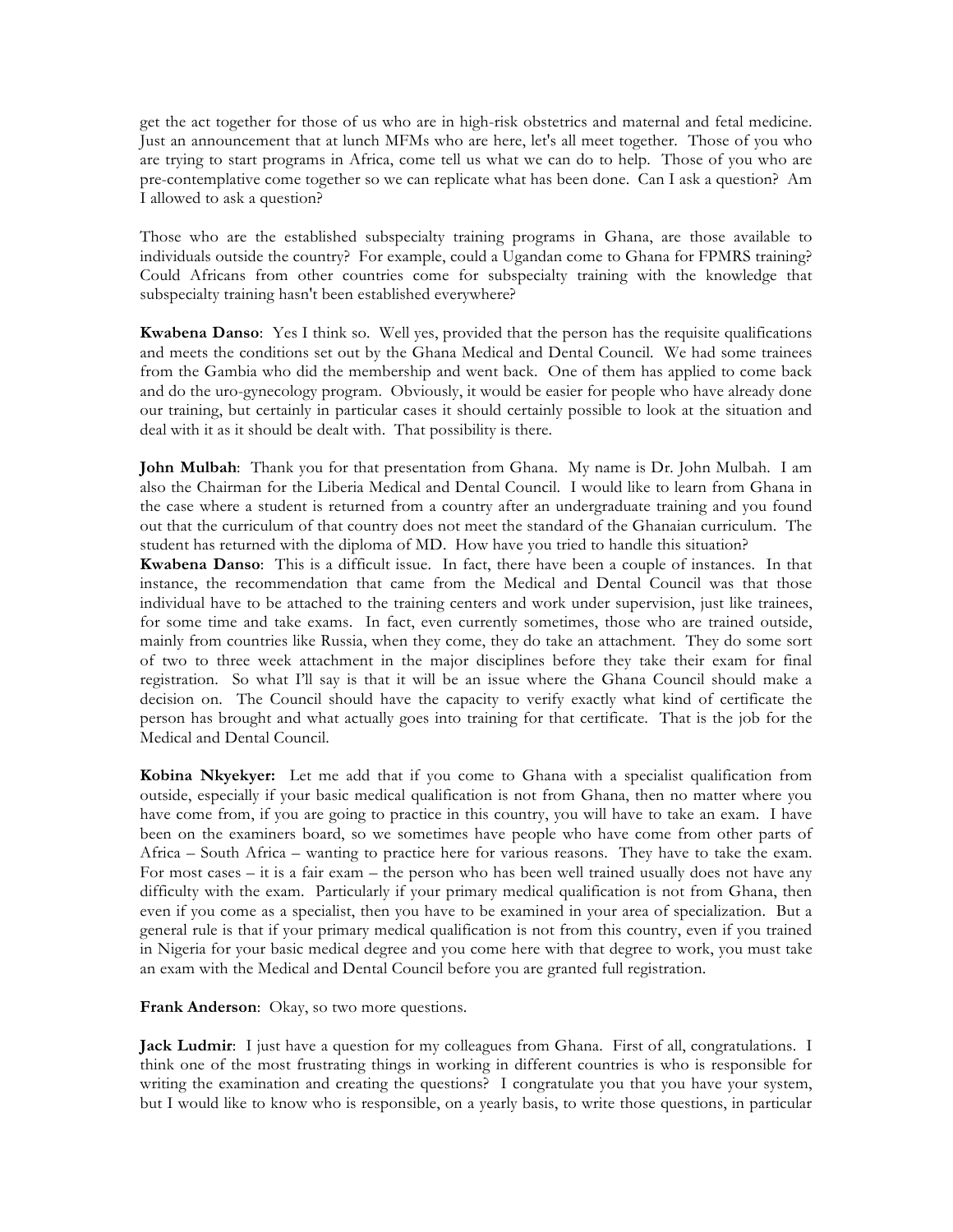get the act together for those of us who are in high-risk obstetrics and maternal and fetal medicine. Just an announcement that at lunch MFMs who are here, let's all meet together. Those of you who are trying to start programs in Africa, come tell us what we can do to help. Those of you who are pre-contemplative come together so we can replicate what has been done. Can I ask a question? Am I allowed to ask a question?

Those who are the established subspecialty training programs in Ghana, are those available to individuals outside the country? For example, could a Ugandan come to Ghana for FPMRS training? Could Africans from other countries come for subspecialty training with the knowledge that subspecialty training hasn't been established everywhere?

**Kwabena Danso**: Yes I think so. Well yes, provided that the person has the requisite qualifications and meets the conditions set out by the Ghana Medical and Dental Council. We had some trainees from the Gambia who did the membership and went back. One of them has applied to come back and do the uro-gynecology program. Obviously, it would be easier for people who have already done our training, but certainly in particular cases it should certainly possible to look at the situation and deal with it as it should be dealt with. That possibility is there.

**John Mulbah**: Thank you for that presentation from Ghana. My name is Dr. John Mulbah. I am also the Chairman for the Liberia Medical and Dental Council. I would like to learn from Ghana in the case where a student is returned from a country after an undergraduate training and you found out that the curriculum of that country does not meet the standard of the Ghanaian curriculum. The student has returned with the diploma of MD. How have you tried to handle this situation?

**Kwabena Danso**: This is a difficult issue. In fact, there have been a couple of instances. In that instance, the recommendation that came from the Medical and Dental Council was that those individual have to be attached to the training centers and work under supervision, just like trainees, for some time and take exams. In fact, even currently sometimes, those who are trained outside, mainly from countries like Russia, when they come, they do take an attachment. They do some sort of two to three week attachment in the major disciplines before they take their exam for final registration. So what I'll say is that it will be an issue where the Ghana Council should make a decision on. The Council should have the capacity to verify exactly what kind of certificate the person has brought and what actually goes into training for that certificate. That is the job for the Medical and Dental Council.

**Kobina Nkyekyer:** Let me add that if you come to Ghana with a specialist qualification from outside, especially if your basic medical qualification is not from Ghana, then no matter where you have come from, if you are going to practice in this country, you will have to take an exam. I have been on the examiners board, so we sometimes have people who have come from other parts of Africa – South Africa – wanting to practice here for various reasons. They have to take the exam. For most cases – it is a fair exam – the person who has been well trained usually does not have any difficulty with the exam. Particularly if your primary medical qualification is not from Ghana, then even if you come as a specialist, then you have to be examined in your area of specialization. But a general rule is that if your primary medical qualification is not from this country, even if you trained in Nigeria for your basic medical degree and you come here with that degree to work, you must take an exam with the Medical and Dental Council before you are granted full registration.

**Frank Anderson**: Okay, so two more questions.

**Jack Ludmir**: I just have a question for my colleagues from Ghana. First of all, congratulations. I think one of the most frustrating things in working in different countries is who is responsible for writing the examination and creating the questions? I congratulate you that you have your system, but I would like to know who is responsible, on a yearly basis, to write those questions, in particular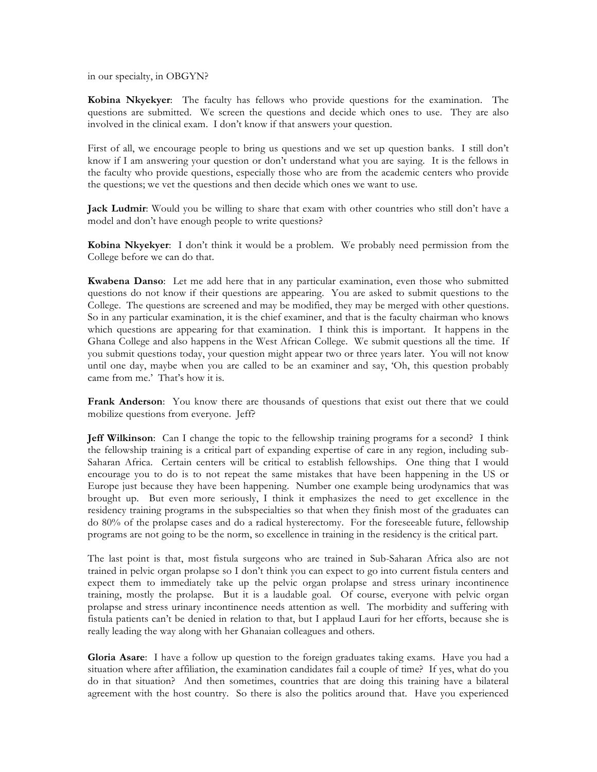in our specialty, in OBGYN?

**Kobina Nkyekyer**: The faculty has fellows who provide questions for the examination. The questions are submitted. We screen the questions and decide which ones to use. They are also involved in the clinical exam. I don't know if that answers your question.

First of all, we encourage people to bring us questions and we set up question banks. I still don't know if I am answering your question or don't understand what you are saying. It is the fellows in the faculty who provide questions, especially those who are from the academic centers who provide the questions; we vet the questions and then decide which ones we want to use.

**Jack Ludmir**: Would you be willing to share that exam with other countries who still don't have a model and don't have enough people to write questions?

**Kobina Nkyekyer**: I don't think it would be a problem. We probably need permission from the College before we can do that.

**Kwabena Danso**: Let me add here that in any particular examination, even those who submitted questions do not know if their questions are appearing. You are asked to submit questions to the College. The questions are screened and may be modified, they may be merged with other questions. So in any particular examination, it is the chief examiner, and that is the faculty chairman who knows which questions are appearing for that examination. I think this is important. It happens in the Ghana College and also happens in the West African College. We submit questions all the time. If you submit questions today, your question might appear two or three years later. You will not know until one day, maybe when you are called to be an examiner and say, 'Oh, this question probably came from me.' That's how it is.

**Frank Anderson**: You know there are thousands of questions that exist out there that we could mobilize questions from everyone. Jeff?

**Jeff Wilkinson**: Can I change the topic to the fellowship training programs for a second? I think the fellowship training is a critical part of expanding expertise of care in any region, including sub-Saharan Africa. Certain centers will be critical to establish fellowships. One thing that I would encourage you to do is to not repeat the same mistakes that have been happening in the US or Europe just because they have been happening. Number one example being urodynamics that was brought up. But even more seriously, I think it emphasizes the need to get excellence in the residency training programs in the subspecialties so that when they finish most of the graduates can do 80% of the prolapse cases and do a radical hysterectomy. For the foreseeable future, fellowship programs are not going to be the norm, so excellence in training in the residency is the critical part.

The last point is that, most fistula surgeons who are trained in Sub-Saharan Africa also are not trained in pelvic organ prolapse so I don't think you can expect to go into current fistula centers and expect them to immediately take up the pelvic organ prolapse and stress urinary incontinence training, mostly the prolapse. But it is a laudable goal. Of course, everyone with pelvic organ prolapse and stress urinary incontinence needs attention as well. The morbidity and suffering with fistula patients can't be denied in relation to that, but I applaud Lauri for her efforts, because she is really leading the way along with her Ghanaian colleagues and others.

**Gloria Asare**: I have a follow up question to the foreign graduates taking exams. Have you had a situation where after affiliation, the examination candidates fail a couple of time? If yes, what do you do in that situation? And then sometimes, countries that are doing this training have a bilateral agreement with the host country. So there is also the politics around that. Have you experienced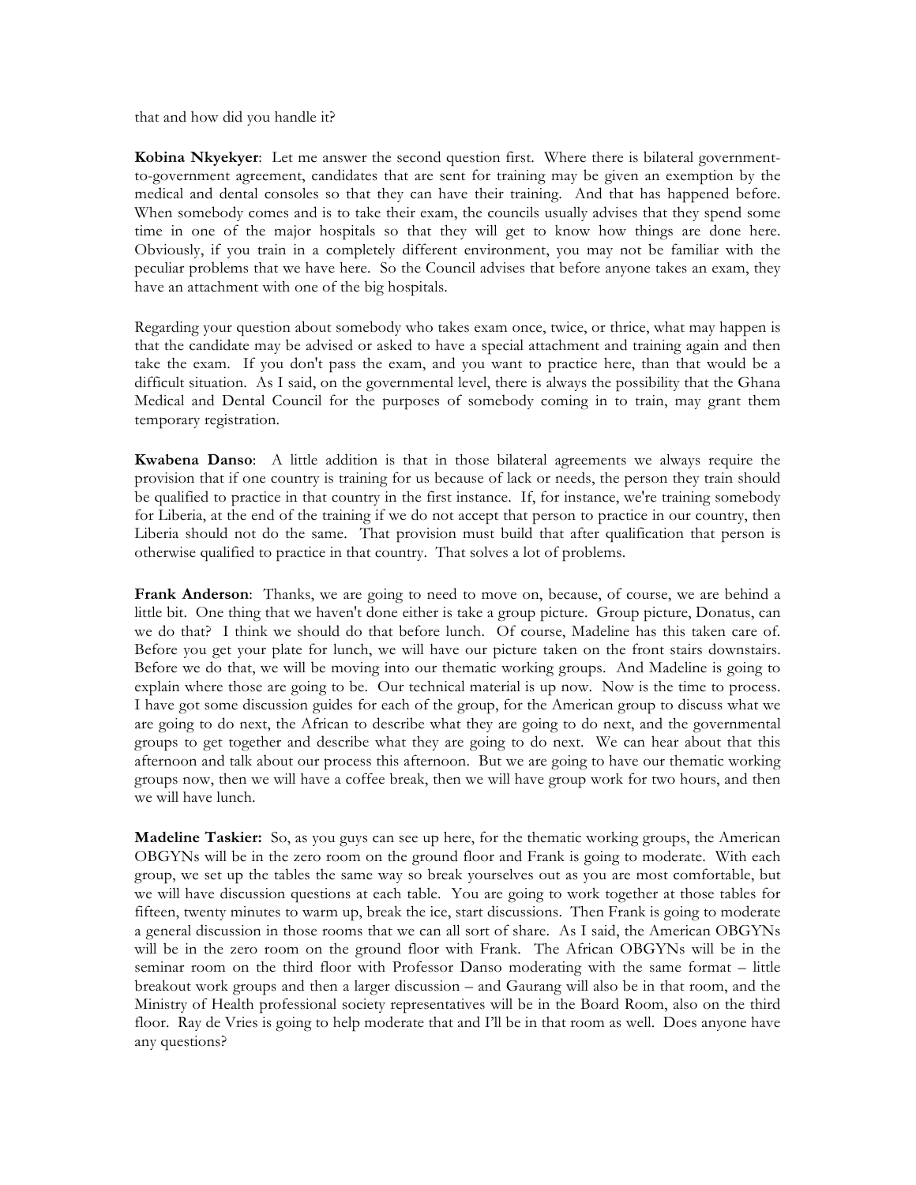that and how did you handle it?

**Kobina Nkyekyer**: Let me answer the second question first. Where there is bilateral government-to-government agreement, candidates that are sent for training may be given an exemption by the medical and dental consoles so that they can have their training. And that has happened before. When somebody comes and is to take their exam, the councils usually advises that they spend some time in one of the major hospitals so that they will get to know how things are done here. Obviously, if you train in a completely different environment, you may not be familiar with the peculiar problems that we have here. So the Council advises that before anyone takes an exam, they have an attachment with one of the big hospitals.

Regarding your question about somebody who takes exam once, twice, or thrice, what may happen is that the candidate may be advised or asked to have a special attachment and training again and then take the exam. If you don't pass the exam, and you want to practice here, than that would be a difficult situation. As I said, on the governmental level, there is always the possibility that the Ghana Medical and Dental Council for the purposes of somebody coming in to train, may grant them temporary registration.

**Kwabena Danso**: A little addition is that in those bilateral agreements we always require the provision that if one country is training for us because of lack or needs, the person they train should be qualified to practice in that country in the first instance. If, for instance, we're training somebody for Liberia, at the end of the training if we do not accept that person to practice in our country, then Liberia should not do the same. That provision must build that after qualification that person is otherwise qualified to practice in that country. That solves a lot of problems.

**Frank Anderson**: Thanks, we are going to need to move on, because, of course, we are behind a little bit. One thing that we haven't done either is take a group picture. Group picture, Donatus, can we do that? I think we should do that before lunch. Of course, Madeline has this taken care of. Before you get your plate for lunch, we will have our picture taken on the front stairs downstairs. Before we do that, we will be moving into our thematic working groups. And Madeline is going to explain where those are going to be. Our technical material is up now. Now is the time to process. I have got some discussion guides for each of the group, for the American group to discuss what we are going to do next, the African to describe what they are going to do next, and the governmental groups to get together and describe what they are going to do next. We can hear about that this afternoon and talk about our process this afternoon. But we are going to have our thematic working groups now, then we will have a coffee break, then we will have group work for two hours, and then we will have lunch.

**Madeline Taskier:** So, as you guys can see up here, for the thematic working groups, the American OBGYNs will be in the zero room on the ground floor and Frank is going to moderate. With each group, we set up the tables the same way so break yourselves out as you are most comfortable, but we will have discussion questions at each table. You are going to work together at those tables for fifteen, twenty minutes to warm up, break the ice, start discussions. Then Frank is going to moderate a general discussion in those rooms that we can all sort of share. As I said, the American OBGYNs will be in the zero room on the ground floor with Frank. The African OBGYNs will be in the seminar room on the third floor with Professor Danso moderating with the same format – little breakout work groups and then a larger discussion – and Gaurang will also be in that room, and the Ministry of Health professional society representatives will be in the Board Room, also on the third floor. Ray de Vries is going to help moderate that and I'll be in that room as well. Does anyone have any questions?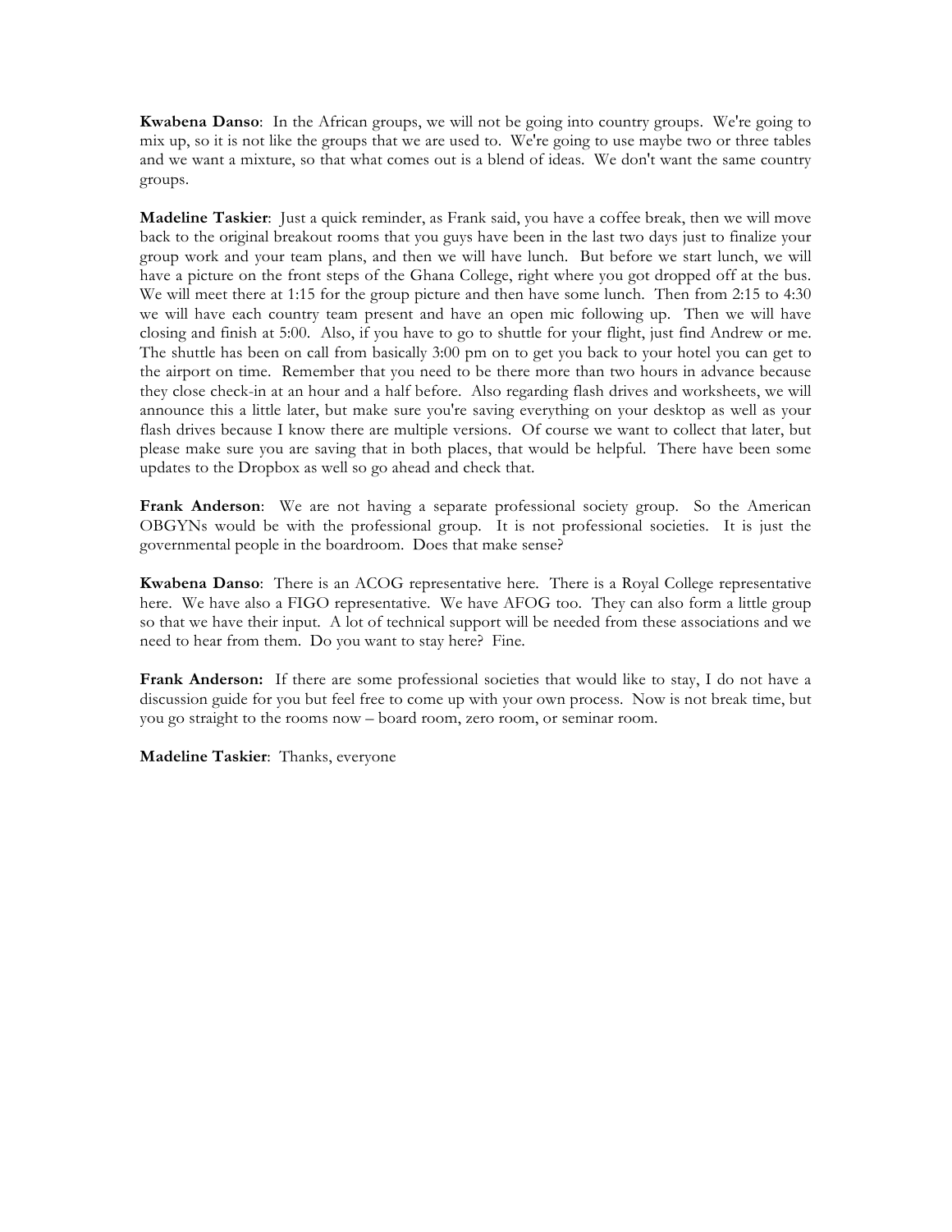**Kwabena Danso**: In the African groups, we will not be going into country groups. We're going to mix up, so it is not like the groups that we are used to. We're going to use maybe two or three tables and we want a mixture, so that what comes out is a blend of ideas. We don't want the same country groups.

**Madeline Taskier**: Just a quick reminder, as Frank said, you have a coffee break, then we will move back to the original breakout rooms that you guys have been in the last two days just to finalize your group work and your team plans, and then we will have lunch. But before we start lunch, we will have a picture on the front steps of the Ghana College, right where you got dropped off at the bus. We will meet there at 1:15 for the group picture and then have some lunch. Then from 2:15 to 4:30 we will have each country team present and have an open mic following up. Then we will have closing and finish at 5:00. Also, if you have to go to shuttle for your flight, just find Andrew or me. The shuttle has been on call from basically 3:00 pm on to get you back to your hotel you can get to the airport on time. Remember that you need to be there more than two hours in advance because they close check-in at an hour and a half before. Also regarding flash drives and worksheets, we will announce this a little later, but make sure you're saving everything on your desktop as well as your flash drives because I know there are multiple versions. Of course we want to collect that later, but please make sure you are saving that in both places, that would be helpful. There have been some updates to the Dropbox as well so go ahead and check that.

**Frank Anderson**: We are not having a separate professional society group. So the American OBGYNs would be with the professional group. It is not professional societies. It is just the governmental people in the boardroom. Does that make sense?

**Kwabena Danso**: There is an ACOG representative here. There is a Royal College representative here. We have also a FIGO representative. We have AFOG too. They can also form a little group so that we have their input. A lot of technical support will be needed from these associations and we need to hear from them. Do you want to stay here? Fine.

**Frank Anderson:** If there are some professional societies that would like to stay, I do not have a discussion guide for you but feel free to come up with your own process. Now is not break time, but you go straight to the rooms now – board room, zero room, or seminar room.

**Madeline Taskier**: Thanks, everyone